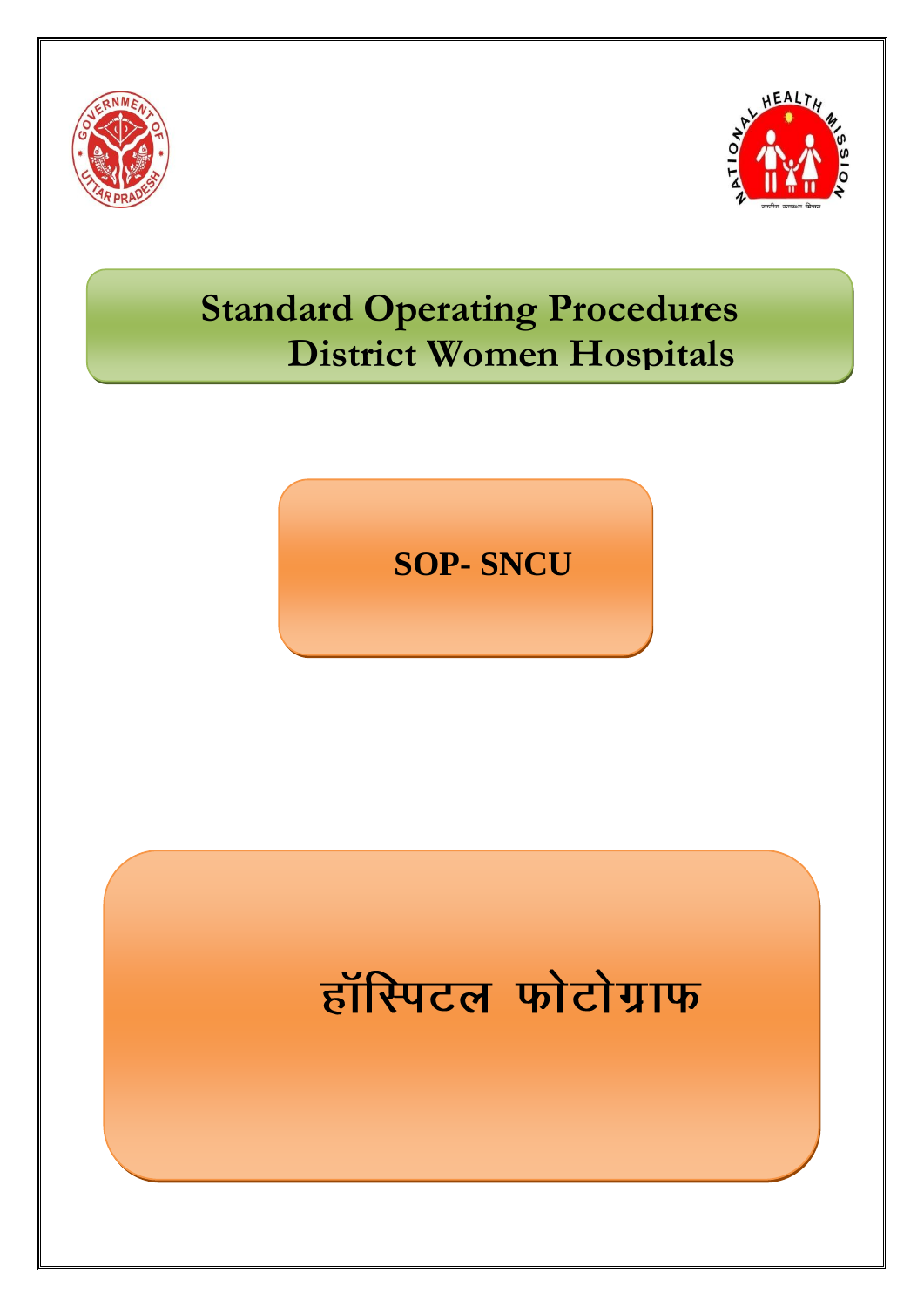# Standard Operating Procedures
# District Women Hospitals

## SOP- SNCU

## हॉस्पिटल फोटोग्राफ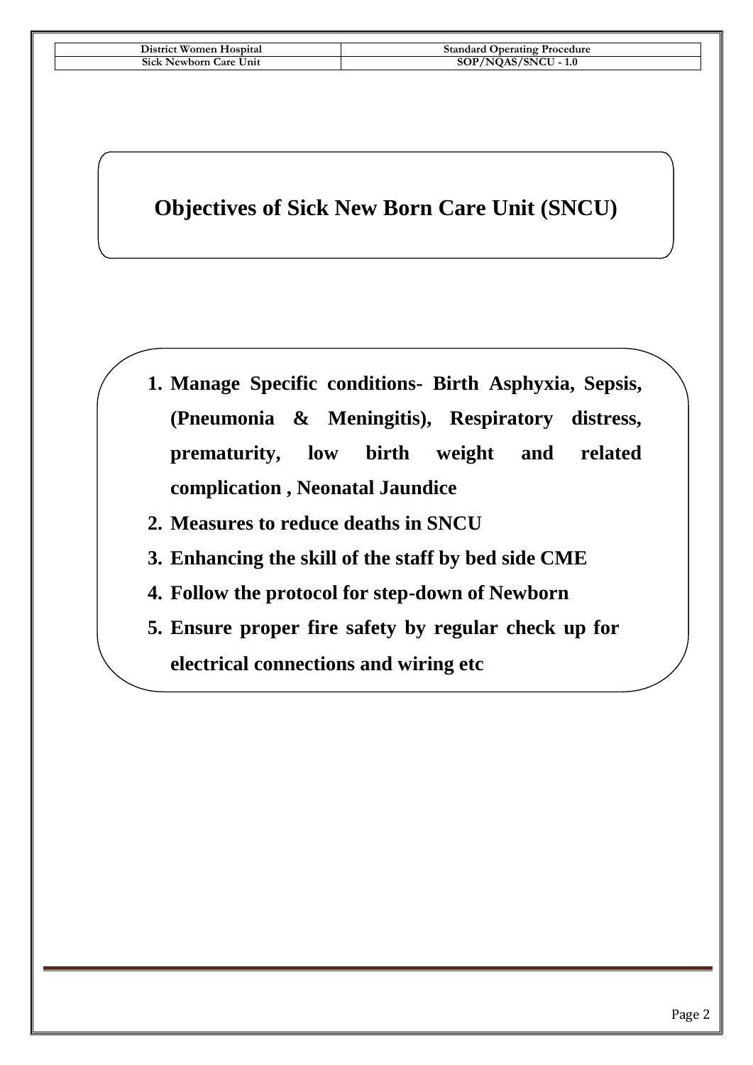# Objectives of Sick New Born Care Unit (SNCU)

1. **Manage Specific conditions- Birth Asphyxia, Sepsis, (Pneumonia & Meningitis), Respiratory distress, prematurity, low birth weight and related complication , Neonatal Jaundice**
2. **Measures to reduce deaths in SNCU**
3. **Enhancing the skill of the staff by bed side CME**
4. **Follow the protocol for step-down of Newborn**
5. **Ensure proper fire safety by regular check up for electrical connections and wiring etc**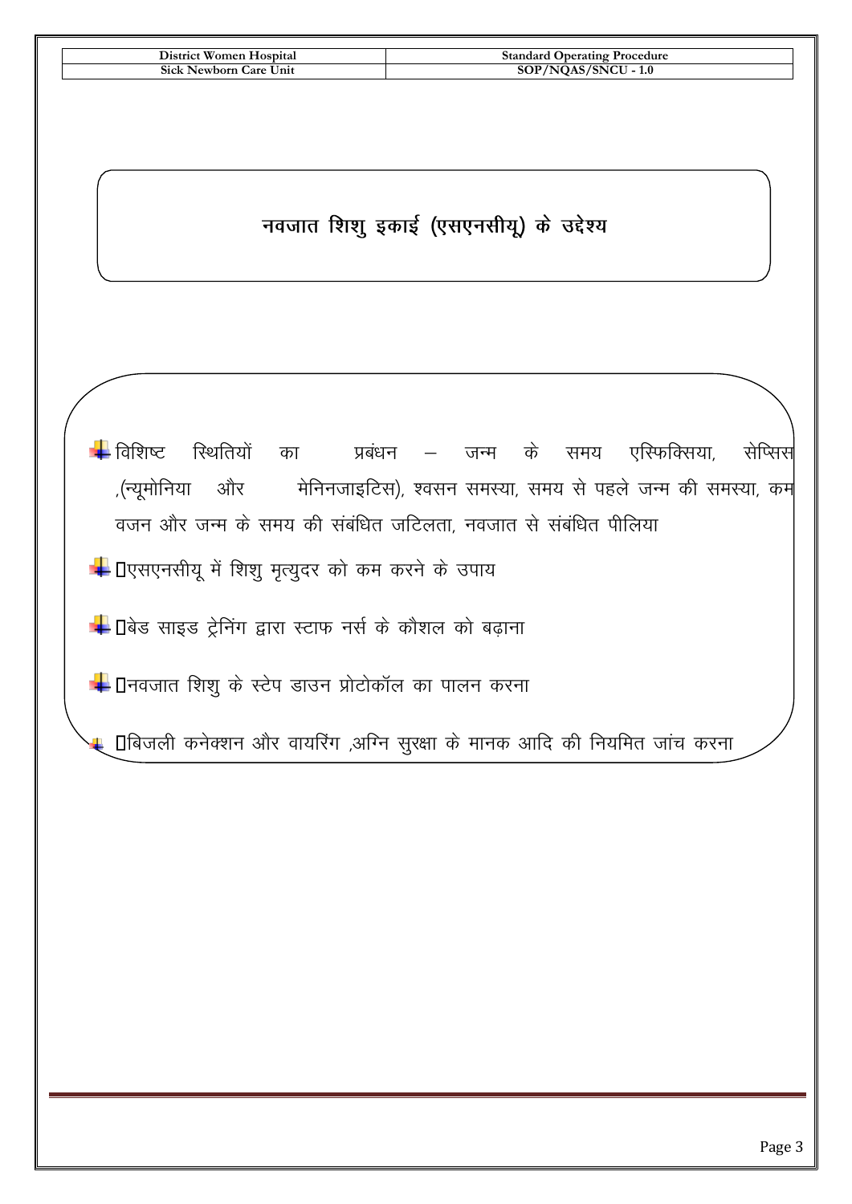## नवजात शिशु इकाई (एसएनसीयू) के उद्देश्य

- विशिष्ट स्थितियों का प्रबंधन – जन्म के समय एस्फिक्सिया, सेप्सिस ,(न्यूमोनिया और मेनिनजाइटिस), श्वसन समस्या, समय से पहले जन्म की समस्या, कम वजन और जन्म के समय की संबंधित जटिलता, नवजात से संबंधित पीलिया
- एसएनसीयू में शिशु मृत्युदर को कम करने के उपाय
- बेड साइड ट्रेनिंग द्वारा स्टाफ नर्स के कौशल को बढ़ाना
- नवजात शिशु के स्टेप डाउन प्रोटोकॉल का पालन करना
- बिजली कनेक्शन और वायरिंग ,अग्नि सुरक्षा के मानक आदि की नियमित जांच करना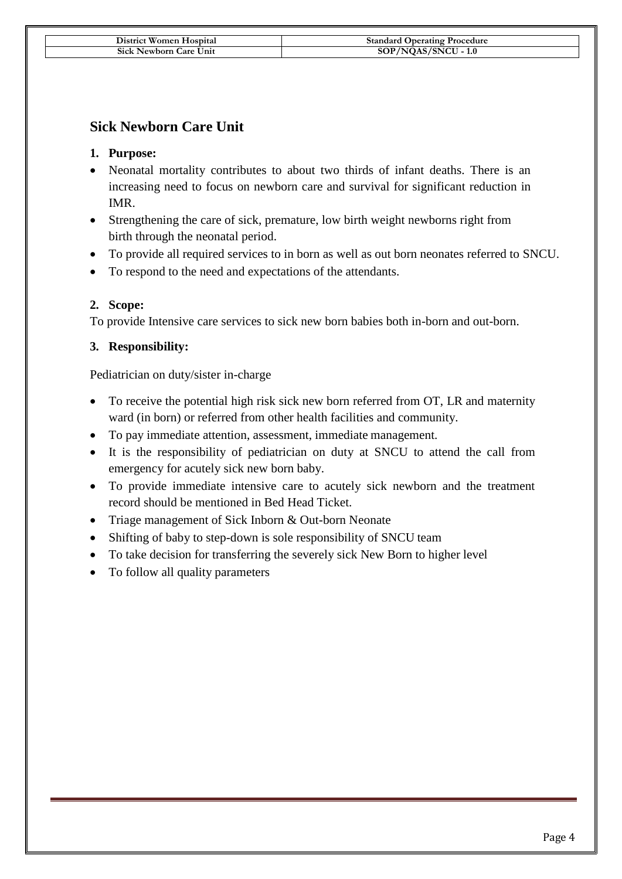## Sick Newborn Care Unit

### 1. Purpose:

- Neonatal mortality contributes to about two thirds of infant deaths. There is an increasing need to focus on newborn care and survival for significant reduction in IMR.
- Strengthening the care of sick, premature, low birth weight newborns right from birth through the neonatal period.
- To provide all required services to in born as well as out born neonates referred to SNCU.
- To respond to the need and expectations of the attendants.

### 2. Scope:

To provide Intensive care services to sick new born babies both in-born and out-born.

### 3. Responsibility:

Pediatrician on duty/sister in-charge

- To receive the potential high risk sick new born referred from OT, LR and maternity ward (in born) or referred from other health facilities and community.
- To pay immediate attention, assessment, immediate management.
- It is the responsibility of pediatrician on duty at SNCU to attend the call from emergency for acutely sick new born baby.
- To provide immediate intensive care to acutely sick newborn and the treatment record should be mentioned in Bed Head Ticket.
- Triage management of Sick Inborn & Out-born Neonate
- Shifting of baby to step-down is sole responsibility of SNCU team
- To take decision for transferring the severely sick New Born to higher level
- To follow all quality parameters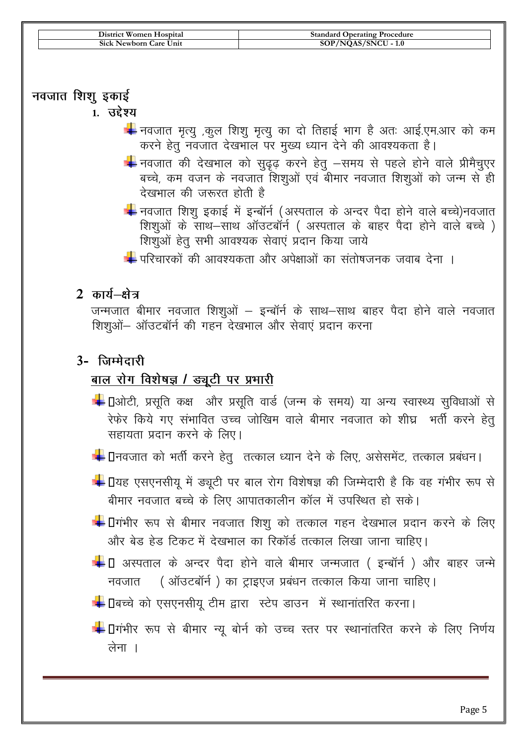# नवजात शिशु इकाई

## 1. उद्देश्य

- नवजात मृत्यु ,कुल शिशु मृत्यु का दो तिहाई भाग है अतः आई.एम.आर को कम करने हेतु नवजात देखभाल पर मुख्य ध्यान देने की आवश्यकता है।
- नवजात की देखभाल को सुदृढ़ करने हेतु –समय से पहले होने वाले प्रीमैचुएर बच्चे, कम वजन के नवजात शिशुओं एवं बीमार नवजात शिशुओं को जन्म से ही देखभाल की जरूरत होती है
- नवजात शिशु इकाई में इन्बॉर्न (अस्पताल के अन्दर पैदा होने वाले बच्चे)नवजात शिशुओं के साथ–साथ ऑउटबॉर्न ( अस्पताल के बाहर पैदा होने वाले बच्चे ) शिशुओं हेतु सभी आवश्यक सेवाएं प्रदान किया जाये
- परिचारकों की आवश्यकता और अपेक्षाओं का संतोषजनक जवाब देना ।

## 2 कार्य–क्षेत्र

जन्मजात बीमार नवजात शिशुओं – इन्बॉर्न के साथ–साथ बाहर पैदा होने वाले नवजात शिशुओं– ऑउटबॉर्न की गहन देखभाल और सेवाएं प्रदान करना

## 3- जिम्मेदारी

### बाल रोग विशेषज्ञ / ड्यूटी पर प्रभारी

- ओटी, प्रसूति कक्ष और प्रसूति वार्ड (जन्म के समय) या अन्य स्वास्थ्य सुविधाओं से रेफेर किये गए संभावित उच्च जोखिम वाले बीमार नवजात को शीघ्र भर्ती करने हेतु सहायता प्रदान करने के लिए।
- नवजात को भर्ती करने हेतु तत्काल ध्यान देने के लिए, असेसमेंट, तत्काल प्रबंधन।
- यह एसएनसीयू में ड्यूटी पर बाल रोग विशेषज्ञ की जिम्मेदारी है कि वह गंभीर रूप से बीमार नवजात बच्चे के लिए आपातकालीन कॉल में उपस्थित हो सके।
- गंभीर रूप से बीमार नवजात शिशु को तत्काल गहन देखभाल प्रदान करने के लिए और बेड हेड टिकट में देखभाल का रिकॉर्ड तत्काल लिखा जाना चाहिए।
- अस्पताल के अन्दर पैदा होने वाले बीमार जन्मजात ( इन्बॉर्न ) और बाहर जन्मे नवजात ( ऑउटबॉर्न ) का ट्राइएज प्रबंधन तत्काल किया जाना चाहिए।
- बच्चे को एसएनसीयू टीम द्वारा स्टेप डाउन में स्थानांतरित करना।
- गंभीर रूप से बीमार न्यू बोर्न को उच्च स्तर पर स्थानांतरित करने के लिए निर्णय लेना ।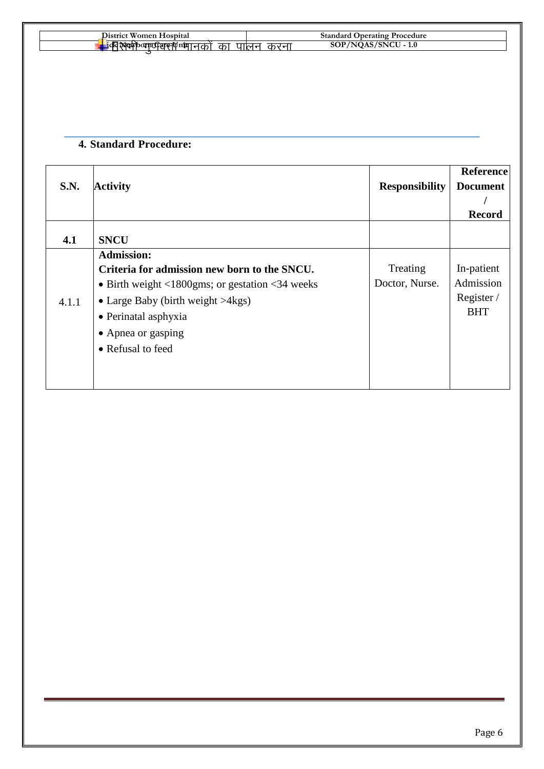## 4. Standard Procedure:

| S.N. | Activity | Responsibility | Reference Document / Record |
|---|---|---|---|
| **4.1** | **SNCU** | | |
| 4.1.1 | **Admission:**<br>**Criteria for admission new born to the SNCU.**<br>• Birth weight <1800gms; or gestation <34 weeks<br>• Large Baby (birth weight >4kgs)<br>• Perinatal asphyxia<br>• Apnea or gasping<br>• Refusal to feed | Treating Doctor, Nurse. | In-patient Admission Register / BHT |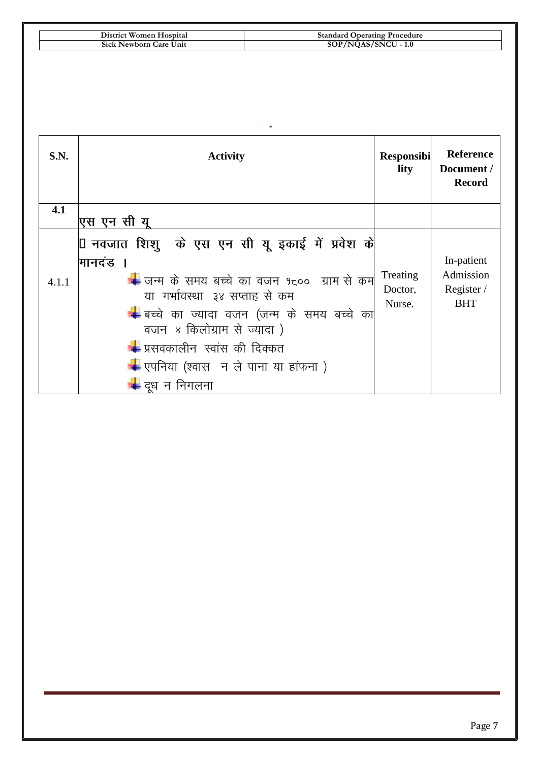| S.N. | Activity | Responsibility | Reference Document / Record |
|---|---|---|---|
| **4.1** | **एस एन सी यू** | | |
| 4.1.1 | **नवजात शिशु के एस एन सी यू इकाई में प्रवेश के मानदंड ।**<br>- जन्म के समय बच्चे का वजन १८०० ग्राम से कम या गर्भावस्था ३४ सप्ताह से कम<br>- बच्चे का ज्यादा वजन (जन्म के समय बच्चे का वजन ४ किलोग्राम से ज्यादा )<br>- प्रसवकालीन स्वांस की दिक्कत<br>- एपनिया (श्वास न ले पाना या हांफना )<br>- दूध न निगलना | Treating Doctor, Nurse. | In-patient Admission Register / BHT |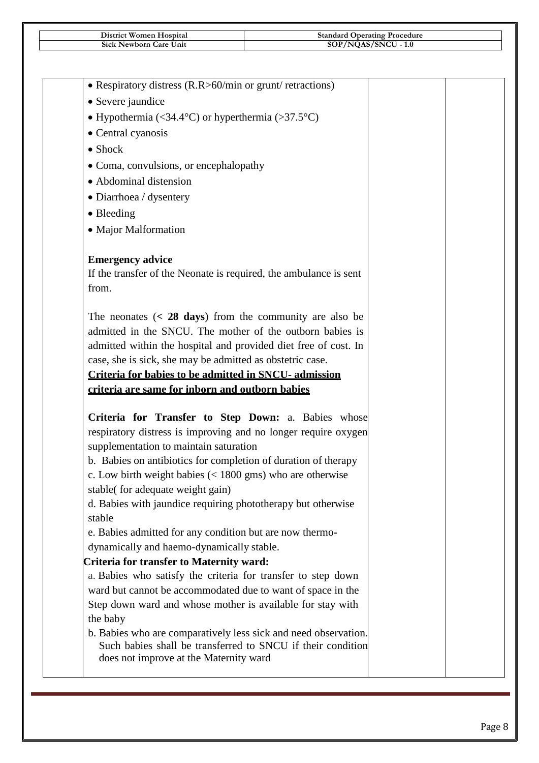| | | | |
|---|---|---|---|
| | • Respiratory distress (R.R>60/min or grunt/ retractions)<br>• Severe jaundice<br>• Hypothermia (<34.4°C) or hyperthermia (>37.5°C)<br>• Central cyanosis<br>• Shock<br>• Coma, convulsions, or encephalopathy<br>• Abdominal distension<br>• Diarrhoea / dysentery<br>• Bleeding<br>• Major Malformation<br><br>**Emergency advice**<br>If the transfer of the Neonate is required, the ambulance is sent from.<br><br>The neonates (**< 28 days**) from the community are also be admitted in the SNCU. The mother of the outborn babies is admitted within the hospital and provided diet free of cost. In case, she is sick, she may be admitted as obstetric case.<br>**<u>Criteria for babies to be admitted in SNCU- admission criteria are same for inborn and outborn babies</u>**<br><br>**Criteria for Transfer to Step Down:** a. Babies whose respiratory distress is improving and no longer require oxygen supplementation to maintain saturation<br>b. Babies on antibiotics for completion of duration of therapy<br>c. Low birth weight babies (< 1800 gms) who are otherwise stable( for adequate weight gain)<br>d. Babies with jaundice requiring phototherapy but otherwise stable<br>e. Babies admitted for any condition but are now thermo-dynamically and haemo-dynamically stable.<br>**Criteria for transfer to Maternity ward:**<br>a. Babies who satisfy the criteria for transfer to step down ward but cannot be accommodated due to want of space in the Step down ward and whose mother is available for stay with the baby<br>b. Babies who are comparatively less sick and need observation. Such babies shall be transferred to SNCU if their condition does not improve at the Maternity ward | | |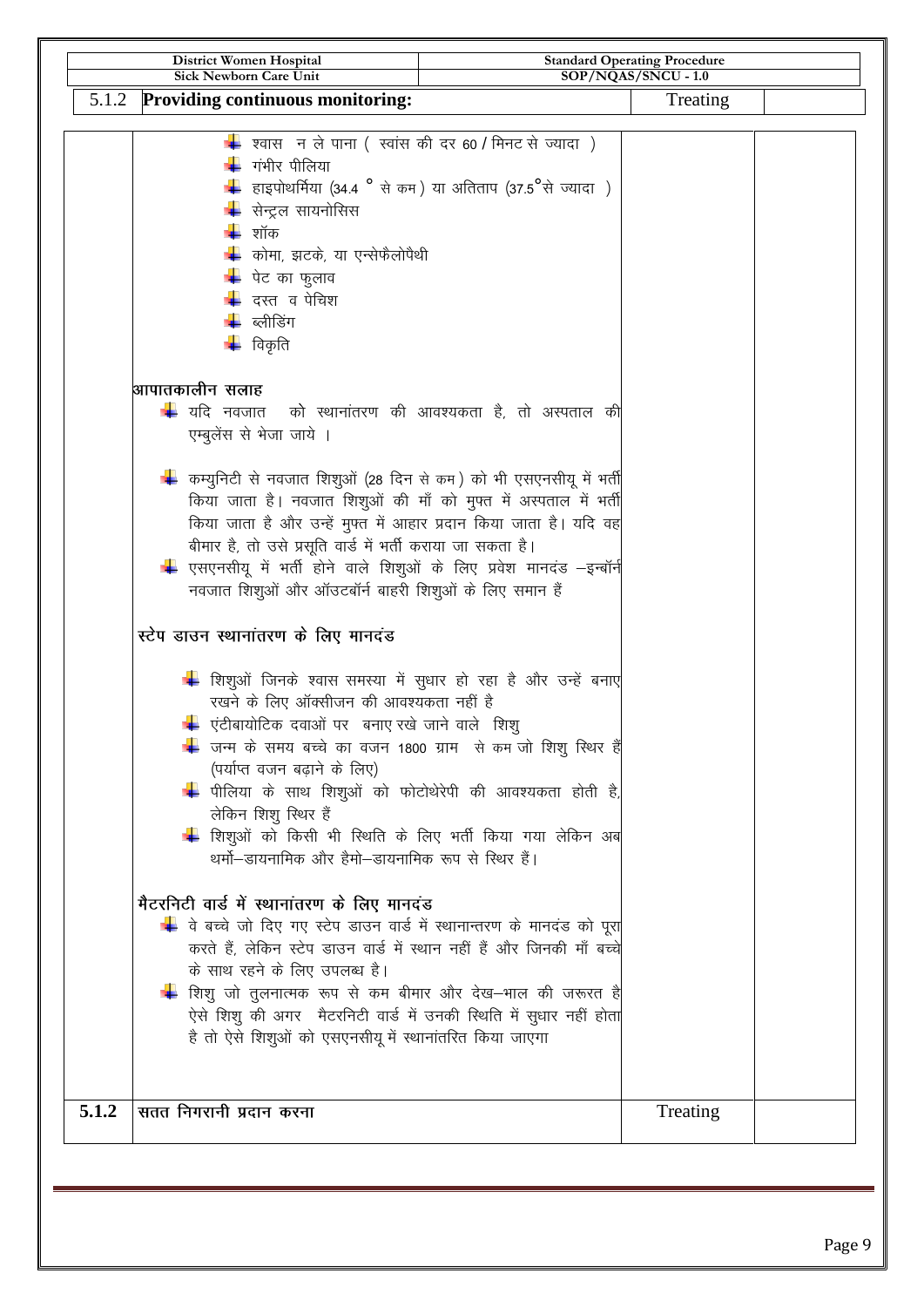| 5.1.2 | **Providing continuous monitoring:** | Treating | |
|---|---|---|---|
| | - श्वास न ले पाना ( स्वांस की दर 60 / मिनट से ज्यादा )<br>- गंभीर पीलिया<br>- हाइपोथर्मिया (34.4 ° से कम) या अतिताप (37.5°से ज्यादा )<br>- सेन्ट्रल सायनोसिस<br>- शॉक<br>- कोमा, झटके, या एन्सेफैलोपैथी<br>- पेट का फुलाव<br>- दस्त व पेचिश<br>- ब्लीडिंग<br>- विकृति<br><br>**आपातकालीन सलाह**<br>- यदि नवजात को स्थानांतरण की आवश्यकता है, तो अस्पताल की एम्बुलेंस से भेजा जाये ।<br>- कम्युनिटी से नवजात शिशुओं (28 दिन से कम) को भी एसएनसीयू में भर्ती किया जाता है। नवजात शिशुओं की माँ को मुफ्त में अस्पताल में भर्ती किया जाता है और उन्हें मुफ्त में आहार प्रदान किया जाता है। यदि वह बीमार है, तो उसे प्रसूति वार्ड में भर्ती कराया जा सकता है।<br>- एसएनसीयू में भर्ती होने वाले शिशुओं के लिए प्रवेश मानदंड –इन्बॉर्न नवजात शिशुओं और ऑउटबॉर्न बाहरी शिशुओं के लिए समान हैं<br><br>**स्टेप डाउन स्थानांतरण के लिए मानदंड**<br>- शिशुओं जिनके श्वास समस्या में सुधार हो रहा है और उन्हें बनाए रखने के लिए ऑक्सीजन की आवश्यकता नहीं है<br>- एंटीबायोटिक दवाओं पर बनाए रखे जाने वाले शिशु<br>- जन्म के समय बच्चे का वजन 1800 ग्राम से कम जो शिशु स्थिर हैं (पर्याप्त वजन बढ़ाने के लिए)<br>- पीलिया के साथ शिशुओं को फोटोथेरेपी की आवश्यकता होती है, लेकिन शिशु स्थिर हैं<br>- शिशुओं को किसी भी स्थिति के लिए भर्ती किया गया लेकिन अब थर्मो–डायनामिक और हैमो–डायनामिक रूप से स्थिर हैं।<br><br>**मैटरनिटी वार्ड में स्थानांतरण के लिए मानदंड**<br>- वे बच्चे जो दिए गए स्टेप डाउन वार्ड में स्थानान्तरण के मानदंड को पूरा करते हैं, लेकिन स्टेप डाउन वार्ड में स्थान नहीं हैं और जिनकी माँ बच्चे के साथ रहने के लिए उपलब्ध है।<br>- शिशु जो तुलनात्मक रूप से कम बीमार और देख–भाल की जरूरत है ऐसे शिशु की अगर मैटरनिटी वार्ड में उनकी स्थिति में सुधार नहीं होता है तो ऐसे शिशुओं को एसएनसीयू में स्थानांतरित किया जाएगा | | |
| **5.1.2** | **सतत निगरानी प्रदान करना** | Treating | |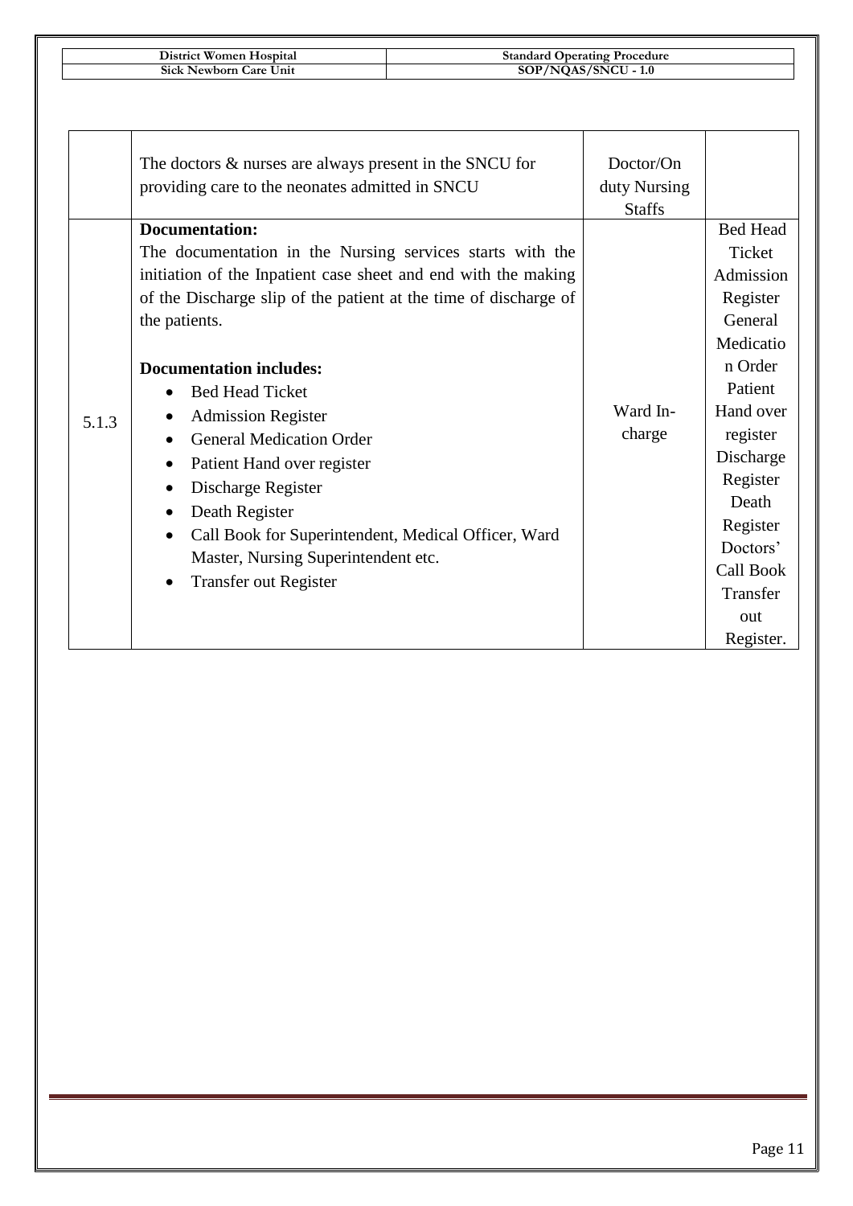|  |  |  |  |
|---|---|---|---|
|  | The doctors & nurses are always present in the SNCU for providing care to the neonates admitted in SNCU | Doctor/On duty Nursing Staffs |  |
| 5.1.3 | **Documentation:**<br>The documentation in the Nursing services starts with the initiation of the Inpatient case sheet and end with the making of the Discharge slip of the patient at the time of discharge of the patients.<br><br>**Documentation includes:**<br>• Bed Head Ticket<br>• Admission Register<br>• General Medication Order<br>• Patient Hand over register<br>• Discharge Register<br>• Death Register<br>• Call Book for Superintendent, Medical Officer, Ward Master, Nursing Superintendent etc.<br>• Transfer out Register | Ward In-charge | Bed Head Ticket Admission Register General Medication Order Patient Hand over register Discharge Register Death Register Doctors' Call Book Transfer out Register. |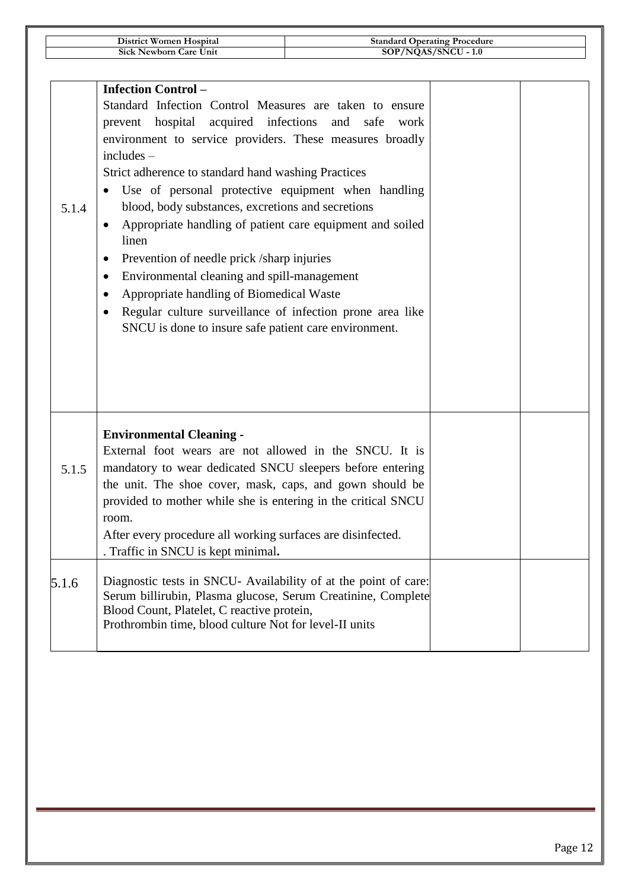| | | | |
|---|---|---|---|
| 5.1.4 | **Infection Control –**<br>Standard Infection Control Measures are taken to ensure prevent hospital acquired infections and safe work environment to service providers. These measures broadly includes –<br>Strict adherence to standard hand washing Practices<br>• Use of personal protective equipment when handling blood, body substances, excretions and secretions<br>• Appropriate handling of patient care equipment and soiled linen<br>• Prevention of needle prick /sharp injuries<br>• Environmental cleaning and spill-management<br>• Appropriate handling of Biomedical Waste<br>• Regular culture surveillance of infection prone area like SNCU is done to insure safe patient care environment. | | |
| 5.1.5 | **Environmental Cleaning -**<br>External foot wears are not allowed in the SNCU. It is mandatory to wear dedicated SNCU sleepers before entering the unit. The shoe cover, mask, caps, and gown should be provided to mother while she is entering in the critical SNCU room.<br>After every procedure all working surfaces are disinfected.<br>. Traffic in SNCU is kept minimal**.** | | |
| 5.1.6 | Diagnostic tests in SNCU- Availability of at the point of care: Serum billirubin, Plasma glucose, Serum Creatinine, Complete Blood Count, Platelet, C reactive protein,<br>Prothrombin time, blood culture Not for level-II units | | |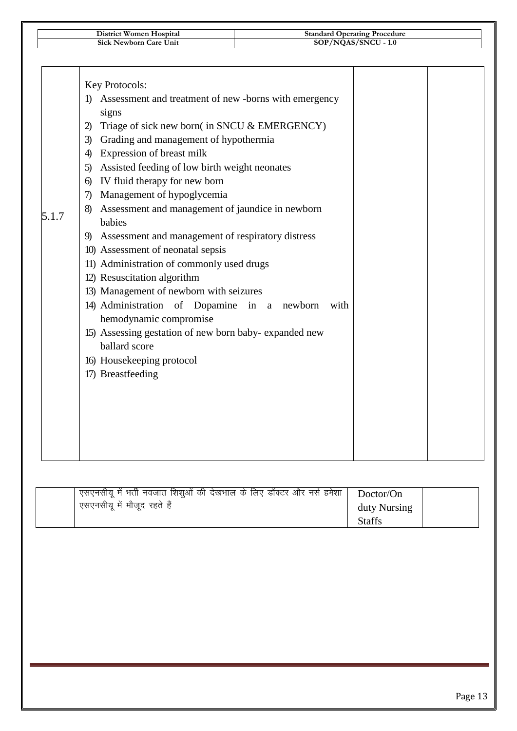| | | | |
|---|---|---|---|
| 5.1.7 | Key Protocols:<br>1) Assessment and treatment of new -borns with emergency signs<br>2) Triage of sick new born( in SNCU & EMERGENCY)<br>3) Grading and management of hypothermia<br>4) Expression of breast milk<br>5) Assisted feeding of low birth weight neonates<br>6) IV fluid therapy for new born<br>7) Management of hypoglycemia<br>8) Assessment and management of jaundice in newborn babies<br>9) Assessment and management of respiratory distress<br>10) Assessment of neonatal sepsis<br>11) Administration of commonly used drugs<br>12) Resuscitation algorithm<br>13) Management of newborn with seizures<br>14) Administration of Dopamine in a newborn with hemodynamic compromise<br>15) Assessing gestation of new born baby- expanded new ballard score<br>16) Housekeeping protocol<br>17) Breastfeeding | | |

| | | | |
|---|---|---|---|
| | एसएनसीयू में भर्ती नवजात शिशुओं की देखभाल के लिए डॉक्टर और नर्स हमेशा एसएनसीयू में मौजूद रहते हैं | Doctor/On duty Nursing Staffs | |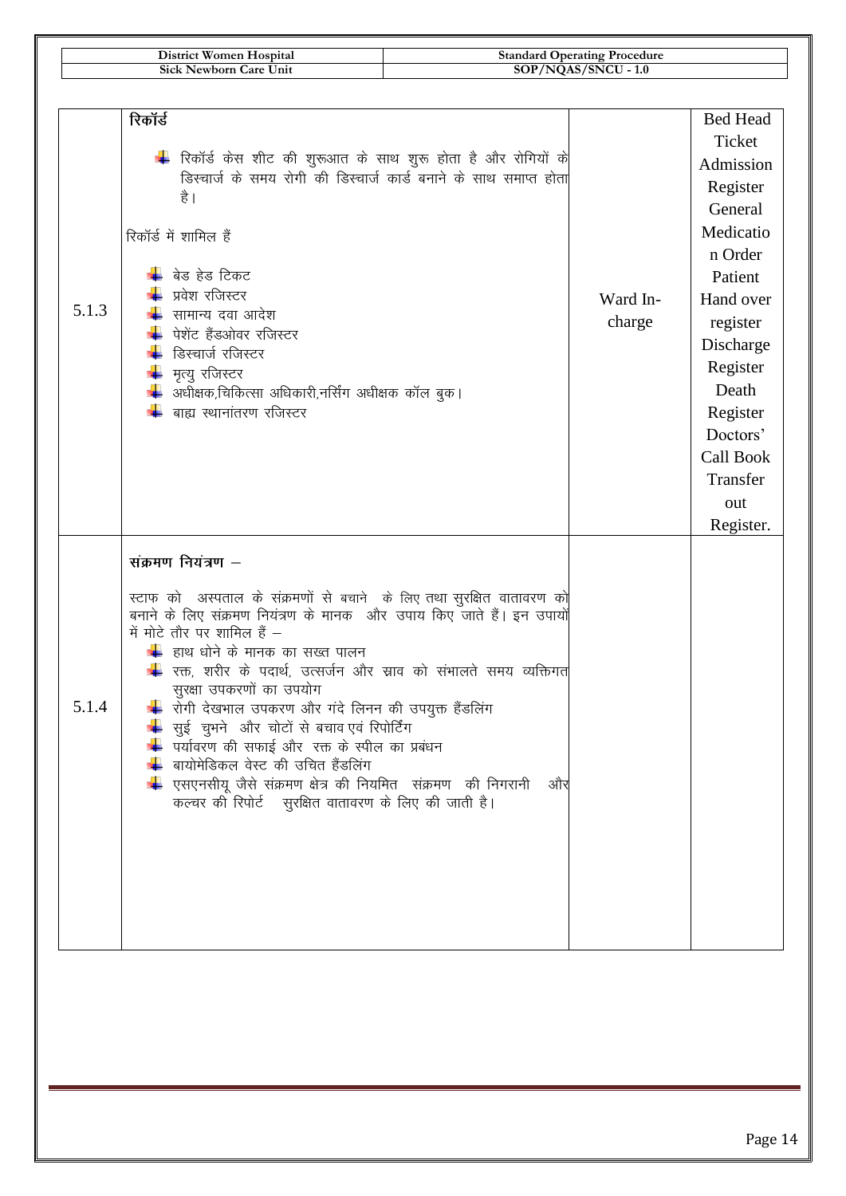| District Women Hospital | Standard Operating Procedure |
| --- | --- |
| Sick Newborn Care Unit | SOP/NQAS/SNCU - 1.0 |

| | | | |
| --- | --- | --- | --- |
| 5.1.3 | **रिकॉर्ड**<br><br>- रिकॉर्ड केस शीट की शुरूआत के साथ शुरू होता है और रोगियों के डिस्चार्ज के समय रोगी की डिस्चार्ज कार्ड बनाने के साथ समाप्त होता है।<br><br>रिकॉर्ड में शामिल हैं<br><br>- बेड हेड टिकट<br>- प्रवेश रजिस्टर<br>- सामान्य दवा आदेश<br>- पेशेंट हैंडओवर रजिस्टर<br>- डिस्चार्ज रजिस्टर<br>- मृत्यु रजिस्टर<br>- अधीक्षक,चिकित्सा अधिकारी,नर्सिंग अधीक्षक कॉल बुक।<br>- बाह्य स्थानांतरण रजिस्टर | Ward In-charge | Bed Head Ticket Admission Register General Medication Order Patient Hand over register Discharge Register Death Register Doctors' Call Book Transfer out Register. |
| 5.1.4 | **संक्रमण नियंत्रण –**<br><br>स्टाफ को अस्पताल के संक्रमणों से बचाने के लिए तथा सुरक्षित वातावरण को बनाने के लिए संक्रमण नियंत्रण के मानक और उपाय किए जाते हैं। इन उपायों में मोटे तौर पर शामिल हैं –<br><br>- हाथ धोने के मानक का सख्त पालन<br>- रक्त, शरीर के पदार्थ, उत्सर्जन और स्राव को संभालते समय व्यक्तिगत सुरक्षा उपकरणों का उपयोग<br>- रोगी देखभाल उपकरण और गंदे लिनन की उपयुक्त हैंडलिंग<br>- सुई चुभने और चोटों से बचाव एवं रिपोर्टिंग<br>- पर्यावरण की सफाई और रक्त के स्पील का प्रबंधन<br>- बायोमेडिकल वेस्ट की उचित हैंडलिंग<br>- एसएनसीयू जैसे संक्रमण क्षेत्र की नियमित संक्रमण की निगरानी और कल्चर की रिपोर्ट सुरक्षित वातावरण के लिए की जाती है। | | |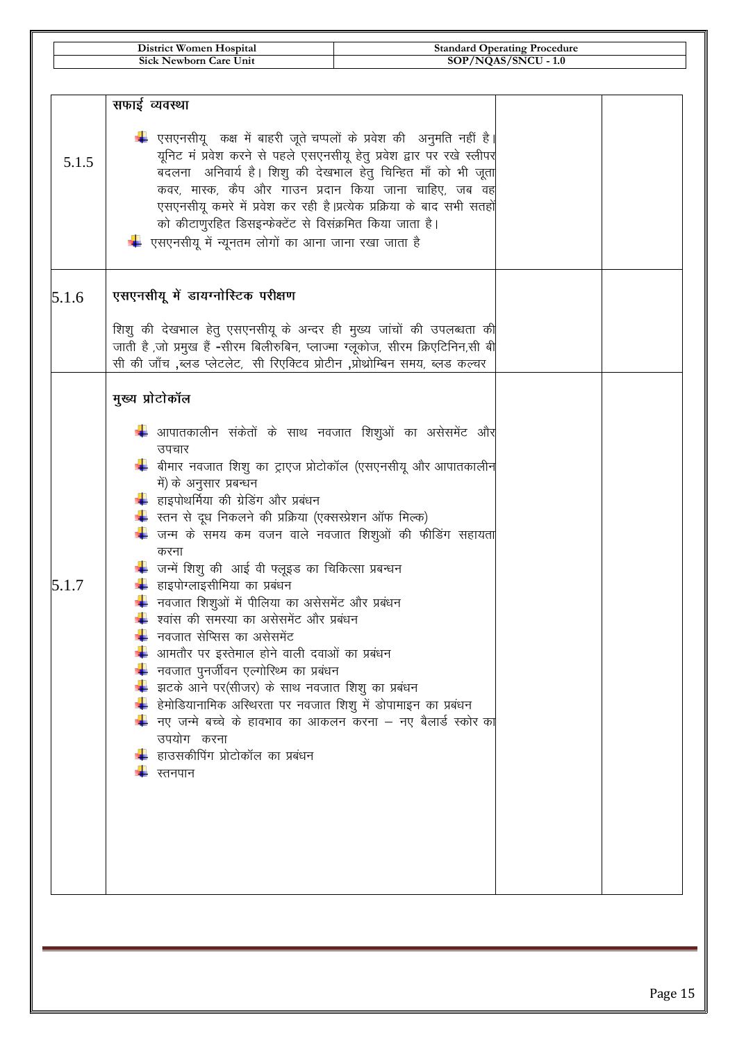| | | | |
|---|---|---|---|
| 5.1.5 | **सफाई व्यवस्था**<br><br>- एसएनसीयू कक्ष में बाहरी जूते चप्पलों के प्रवेश की अनुमति नहीं है। यूनिट मं प्रवेश करने से पहले एसएनसीयू हेतु प्रवेश द्वार पर रखे स्लीपर बदलना अनिवार्य है। शिशु की देखभाल हेतु चिन्हित माँ को भी जूता कवर, मास्क, कैप और गाउन प्रदान किया जाना चाहिए, जब वह एसएनसीयू कमरे में प्रवेश कर रही है।प्रत्येक प्रक्रिया के बाद सभी सतहों को कीटाणुरहित डिसइन्फेक्टेंट से विसंक्रमित किया जाता है।<br>- एसएनसीयू में न्यूनतम लोगों का आना जाना रखा जाता है | | |
| 5.1.6 | **एसएनसीयू में डायग्नोस्टिक परीक्षण**<br><br>शिशु की देखभाल हेतु एसएनसीयू के अन्दर ही मुख्य जांचों की उपलब्धता की जाती है ,जो प्रमुख हैं -सीरम बिलीरुबिन, प्लाज्मा ग्लूकोज, सीरम क्रिएटिनिन,सी बी सी की जाँच ,ब्लड प्लेटलेट, सी रिएक्टिव प्रोटीन ,प्रोथ्रोम्बिन समय, ब्लड कल्चर | | |
| 5.1.7 | **मुख्य प्रोटोकॉल**<br><br>- आपातकालीन संकेतों के साथ नवजात शिशुओं का असेसमेंट और उपचार<br>- बीमार नवजात शिशु का ट्राएज प्रोटोकॉल (एसएनसीयू और आपातकालीन में) के अनुसार प्रबन्धन<br>- हाइपोथर्मिया की ग्रेडिंग और प्रबंधन<br>- स्तन से दूध निकलने की प्रक्रिया (एक्सप्रेशन ऑफ मिल्क)<br>- जन्म के समय कम वजन वाले नवजात शिशुओं की फीडिंग सहायता करना<br>- जन्में शिशु की आई वी फ्लूइड का चिकित्सा प्रबन्धन<br>- हाइपोग्लाइसीमिया का प्रबंधन<br>- नवजात शिशुओं में पीलिया का असेसमेंट और प्रबंधन<br>- श्वांस की समस्या का असेसमेंट और प्रबंधन<br>- नवजात सेप्सिस का असेसमेंट<br>- आमतौर पर इस्तेमाल होने वाली दवाओं का प्रबंधन<br>- नवजात पुनर्जीवन एल्गोरिथ्म का प्रबंधन<br>- झटके आने पर(सीजर) के साथ नवजात शिशु का प्रबंधन<br>- हेमोडियानामिक अस्थिरता पर नवजात शिशु में डोपामाइन का प्रबंधन<br>- नए जन्मे बच्चे के हावभाव का आकलन करना – नए बैलार्ड स्कोर का उपयोग करना<br>- हाउसकीपिंग प्रोटोकॉल का प्रबंधन<br>- स्तनपान | | |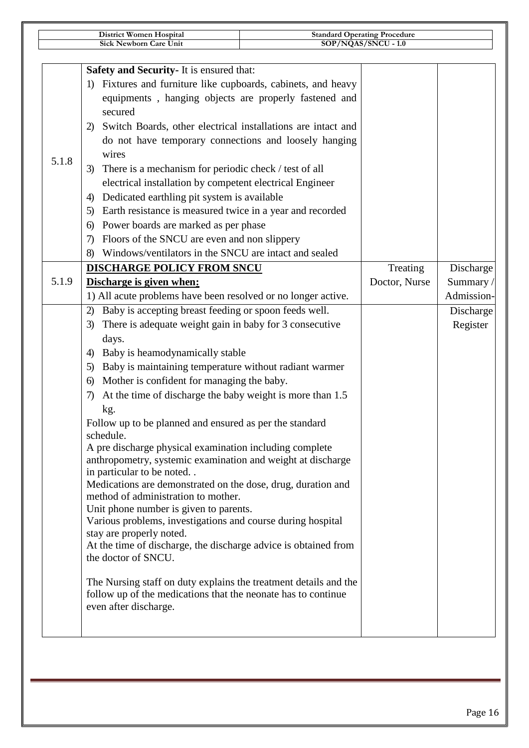| | | | |
|---|---|---|---|
| 5.1.8 | **Safety and Security-** It is ensured that:<br>1) Fixtures and furniture like cupboards, cabinets, and heavy equipments , hanging objects are properly fastened and secured<br>2) Switch Boards, other electrical installations are intact and do not have temporary connections and loosely hanging wires<br>3) There is a mechanism for periodic check / test of all electrical installation by competent electrical Engineer<br>4) Dedicated earthling pit system is available<br>5) Earth resistance is measured twice in a year and recorded<br>6) Power boards are marked as per phase<br>7) Floors of the SNCU are even and non slippery<br>8) Windows/ventilators in the SNCU are intact and sealed | | |
| 5.1.9 | **DISCHARGE POLICY FROM SNCU**<br>**Discharge is given when:**<br>1) All acute problems have been resolved or no longer active. | Treating Doctor, Nurse | Discharge Summary / Admission-Discharge Register |
| | 2) Baby is accepting breast feeding or spoon feeds well.<br>3) There is adequate weight gain in baby for 3 consecutive days.<br>4) Baby is heamodynamically stable<br>5) Baby is maintaining temperature without radiant warmer<br>6) Mother is confident for managing the baby.<br>7) At the time of discharge the baby weight is more than 1.5 kg.<br>Follow up to be planned and ensured as per the standard schedule.<br>A pre discharge physical examination including complete anthropometry, systemic examination and weight at discharge in particular to be noted. .<br>Medications are demonstrated on the dose, drug, duration and method of administration to mother.<br>Unit phone number is given to parents.<br>Various problems, investigations and course during hospital stay are properly noted.<br>At the time of discharge, the discharge advice is obtained from the doctor of SNCU.<br><br>The Nursing staff on duty explains the treatment details and the follow up of the medications that the neonate has to continue even after discharge. | | |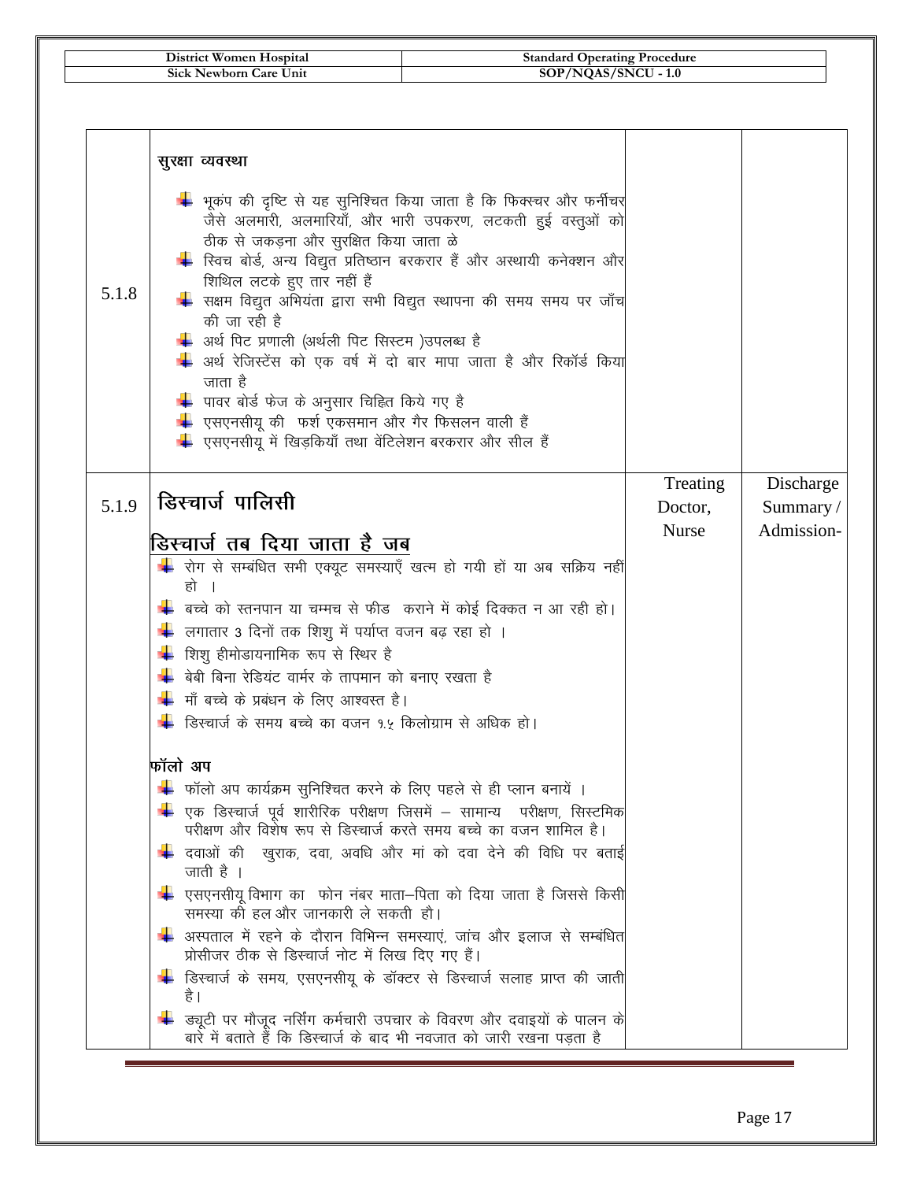| | | | |
|---|---|---|---|
| 5.1.8 | **सुरक्षा व्यवस्था**<br><br>- भूकंप की दृष्टि से यह सुनिश्चित किया जाता है कि फिक्स्चर और फर्नीचर जैसे अलमारी, अलमारियाँ, और भारी उपकरण, लटकती हुई वस्तुओं को ठीक से जकड़ना और सुरक्षित किया जाता ळे<br>- स्विच बोर्ड, अन्य विद्युत प्रतिष्ठान बरकरार हैं और अस्थायी कनेक्शन और शिथिल लटके हुए तार नहीं हैं<br>- सक्षम विद्युत अभियंता द्वारा सभी विद्युत स्थापना की समय समय पर जाँच की जा रही है<br>- अर्थ पिट प्रणाली (अर्थली पिट सिस्टम )उपलब्ध है<br>- अर्थ रेजिस्टेंस को एक वर्ष में दो बार मापा जाता है और रिकॉर्ड किया जाता है<br>- पावर बोर्ड फेज के अनुसार चिह्नित किये गए है<br>- एसएनसीयू की फर्श एकसमान और गैर फिसलन वाली हैं<br>- एसएनसीयू में खिड़कियाँ तथा वेंटिलेशन बरकरार और सील हैं | | |
| 5.1.9 | **डिस्चार्ज पालिसी**<br><br>**<u>डिस्चार्ज तब दिया जाता है जब</u>**<br>- रोग से सम्बंधित सभी एक्यूट समस्याएँ खत्म हो गयी हों या अब सक्रिय नहीं हो ।<br>- बच्चे को स्तनपान या चम्मच से फीड कराने में कोई दिक्कत न आ रही हो।<br>- लगातार ३ दिनों तक शिशु में पर्याप्त वजन बढ़ रहा हो ।<br>- शिशु हीमोडायनामिक रूप से स्थिर है<br>- बेबी बिना रेडियंट वार्मर के तापमान को बनाए रखता है<br>- माँ बच्चे के प्रबंधन के लिए आश्वस्त है।<br>- डिस्चार्ज के समय बच्चे का वजन १.५ किलोग्राम से अधिक हो।<br><br>**फॉलो अप**<br>- फॉलो अप कार्यक्रम सुनिश्चित करने के लिए पहले से ही प्लान बनायें ।<br>- एक डिस्चार्ज पूर्व शारीरिक परीक्षण जिसमें – सामान्य परीक्षण, सिस्टमिक परीक्षण और विशेष रूप से डिस्चार्ज करते समय बच्चे का वजन शामिल है।<br>- दवाओं की खुराक, दवा, अवधि और मां को दवा देने की विधि पर बताई जाती है ।<br>- एसएनसीयू विभाग का फोन नंबर माता–पिता को दिया जाता है जिससे किसी समस्या की हल और जानकारी ले सकती हौ।<br>- अस्पताल में रहने के दौरान विभिन्न समस्याएं, जांच और इलाज से सम्बंधित प्रोसीजर ठीक से डिस्चार्ज नोट में लिख दिए गए हैं।<br>- डिस्चार्ज के समय, एसएनसीयू के डॉक्टर से डिस्चार्ज सलाह प्राप्त की जाती है।<br>- ड्यूटी पर मौजूद नर्सिंग कर्मचारी उपचार के विवरण और दवाइयों के पालन के बारे में बताते हैं कि डिस्चार्ज के बाद भी नवजात को जारी रखना पड़ता है | Treating Doctor, Nurse | Discharge Summary / Admission- |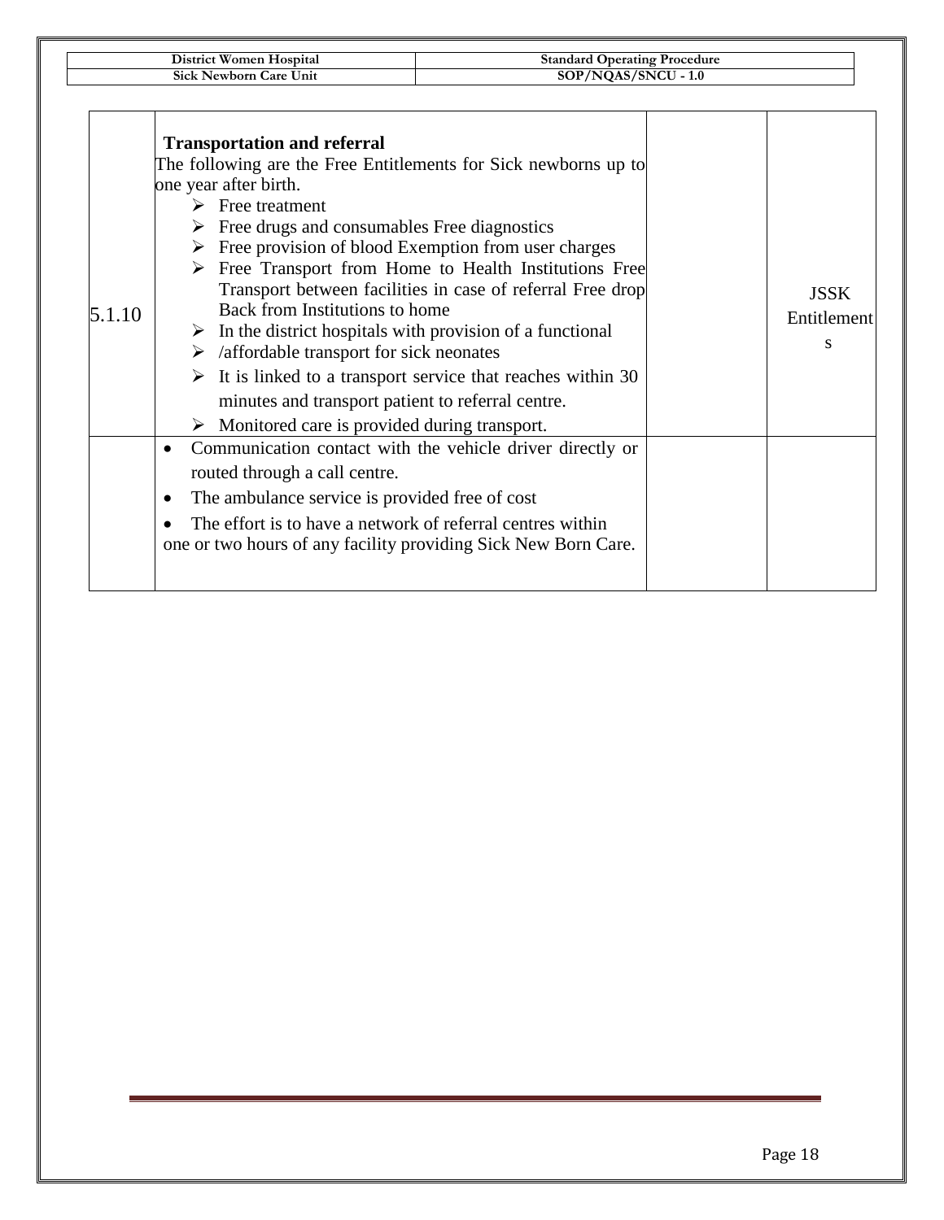| 5.1.10 | **Transportation and referral**<br>The following are the Free Entitlements for Sick newborns up to one year after birth.<br>➢ Free treatment<br>➢ Free drugs and consumables Free diagnostics<br>➢ Free provision of blood Exemption from user charges<br>➢ Free Transport from Home to Health Institutions Free Transport between facilities in case of referral Free drop Back from Institutions to home<br>➢ In the district hospitals with provision of a functional<br>➢ /affordable transport for sick neonates<br>➢ It is linked to a transport service that reaches within 30 minutes and transport patient to referral centre.<br>➢ Monitored care is provided during transport. | | JSSK Entitlements |
|---|---|---|---|
| | • Communication contact with the vehicle driver directly or routed through a call centre.<br>• The ambulance service is provided free of cost<br>• The effort is to have a network of referral centres within one or two hours of any facility providing Sick New Born Care. | | |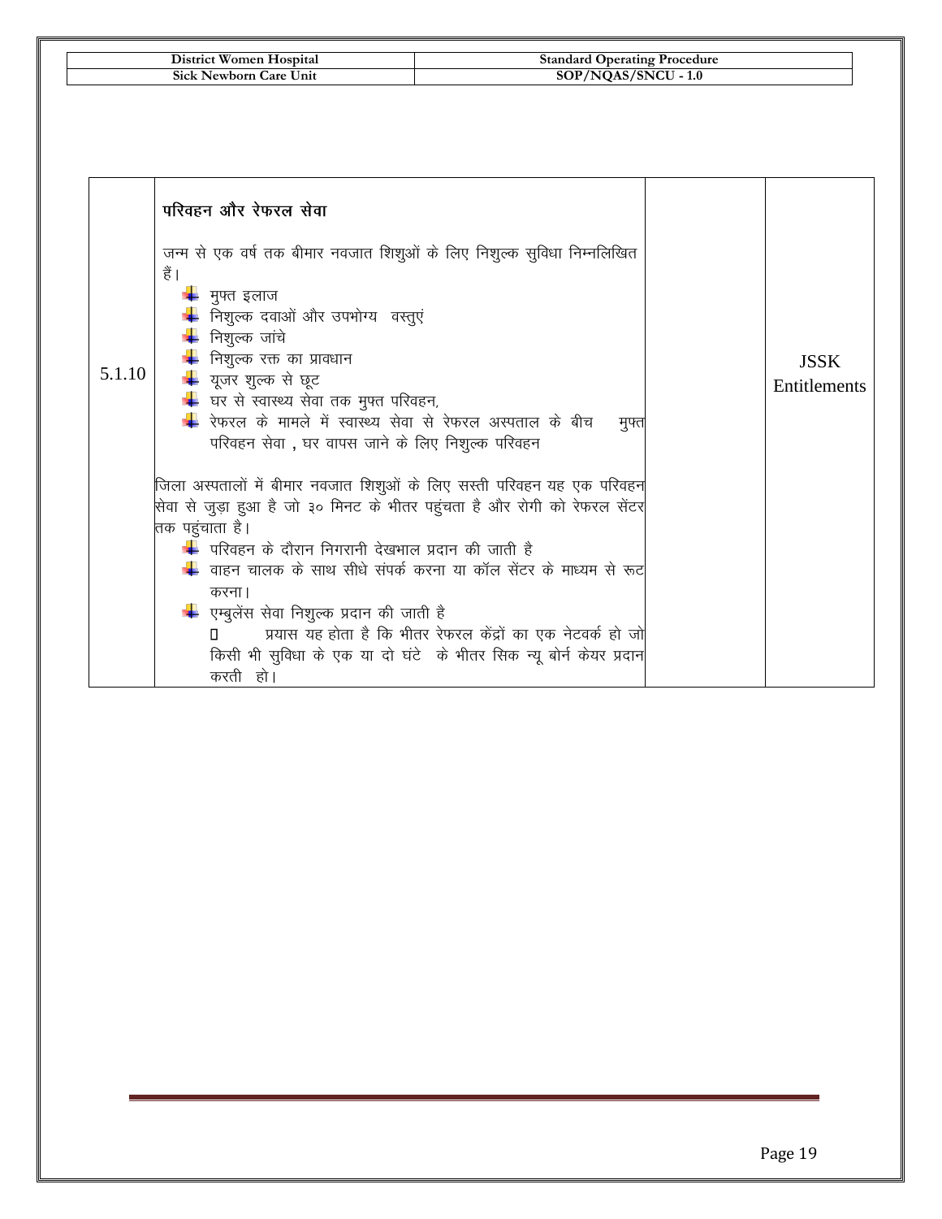| 5.1.10 | **परिवहन और रेफरल सेवा**<br><br>जन्म से एक वर्ष तक बीमार नवजात शिशुओं के लिए निशुल्क सुविधा निम्नलिखित हैं।<br>- मुफ्त इलाज<br>- निशुल्क दवाओं और उपभोग्य वस्तुएं<br>- निशुल्क जांचे<br>- निशुल्क रक्त का प्रावधान<br>- यूजर शुल्क से छूट<br>- घर से स्वास्थ्य सेवा तक मुफ्त परिवहन,<br>- रेफरल के मामले में स्वास्थ्य सेवा से रेफरल अस्पताल के बीच मुफ्त परिवहन सेवा , घर वापस जाने के लिए निशुल्क परिवहन<br><br>जिला अस्पतालों में बीमार नवजात शिशुओं के लिए सस्ती परिवहन यह एक परिवहन सेवा से जुड़ा हुआ है जो ३० मिनट के भीतर पहुंचता है और रोगी को रेफरल सेंटर तक पहुंचाता है।<br>- परिवहन के दौरान निगरानी देखभाल प्रदान की जाती है<br>- वाहन चालक के साथ सीधे संपर्क करना या कॉल सेंटर के माध्यम से रूट करना।<br>- एम्बुलेंस सेवा निशुल्क प्रदान की जाती है<br>  - प्रयास यह होता है कि भीतर रेफरल केंद्रों का एक नेटवर्क हो जो किसी भी सुविधा के एक या दो घंटे के भीतर सिक न्यू बोर्न केयर प्रदान करती हो। | | JSSK Entitlements |
|---|---|---|---|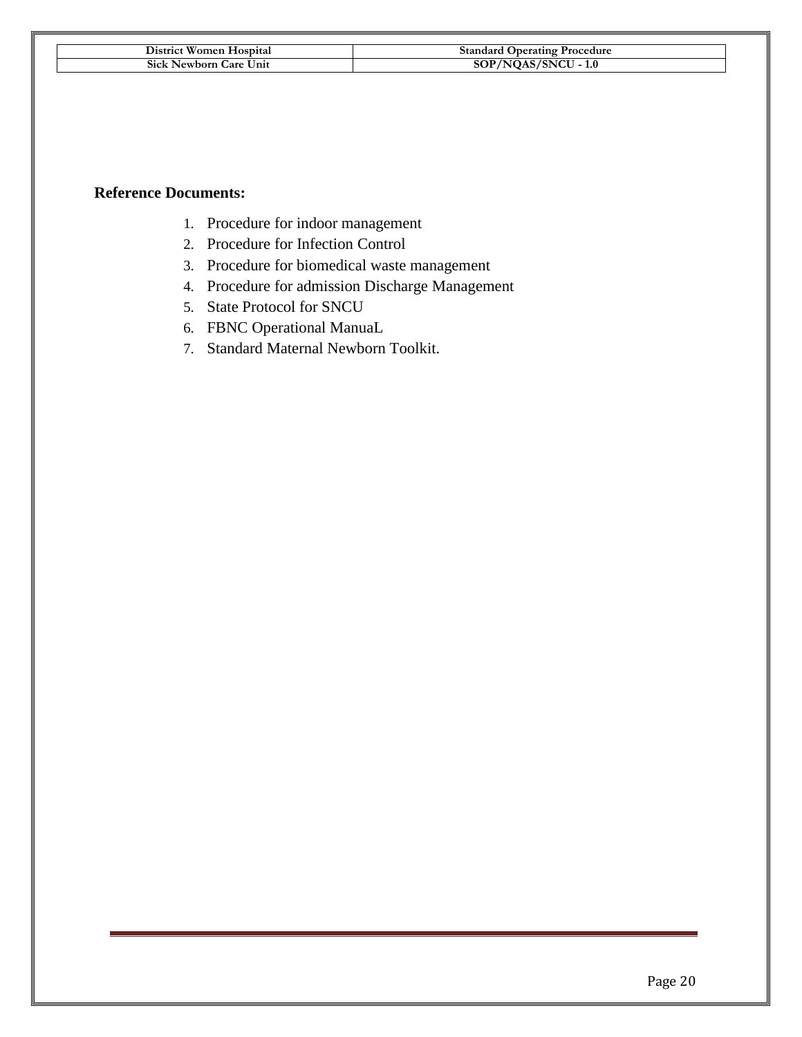**Reference Documents:**

1. Procedure for indoor management
2. Procedure for Infection Control
3. Procedure for biomedical waste management
4. Procedure for admission Discharge Management
5. State Protocol for SNCU
6. FBNC Operational ManuaL
7. Standard Maternal Newborn Toolkit.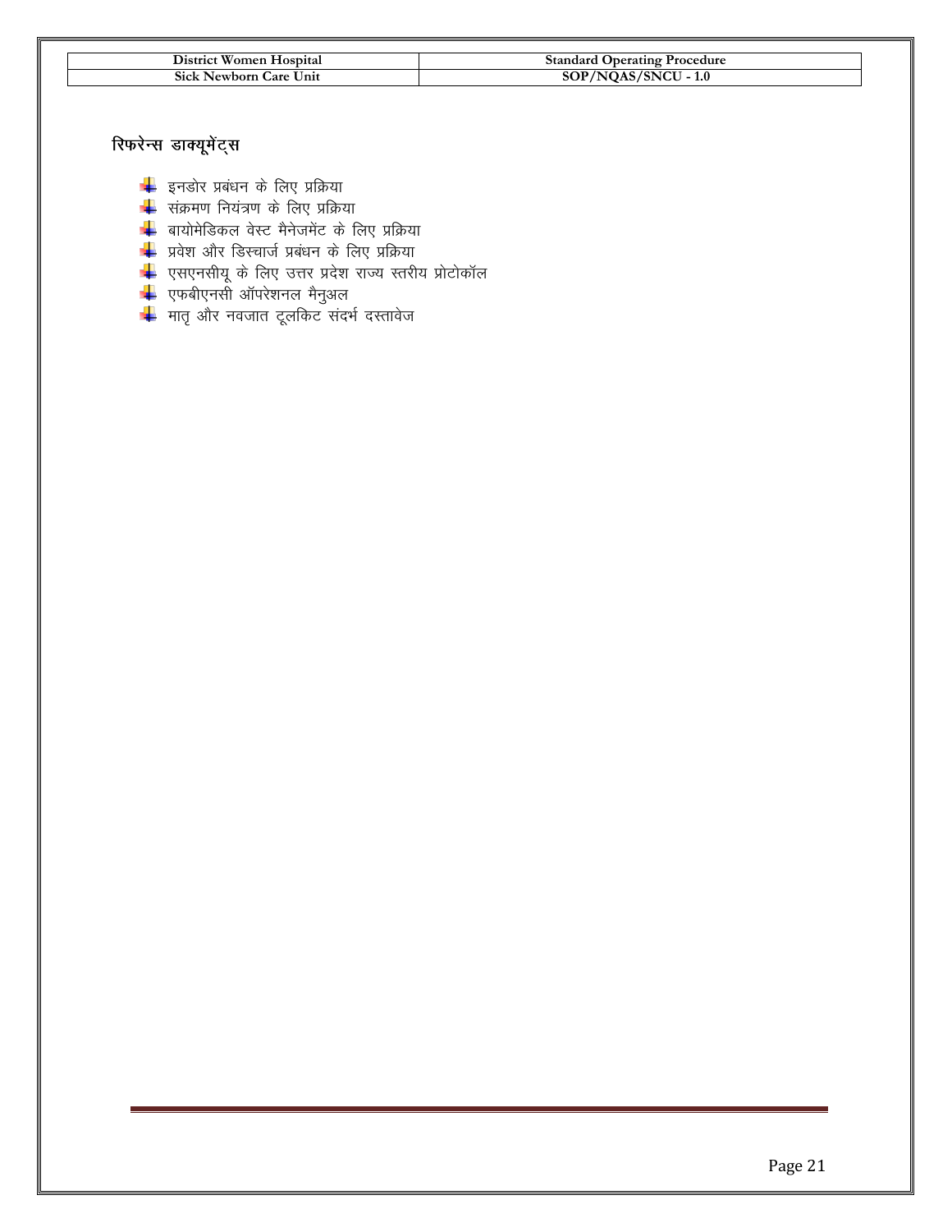## रिफरेन्स डाक्यूमेंट्स

- इनडोर प्रबंधन के लिए प्रक्रिया
- संक्रमण नियंत्रण के लिए प्रक्रिया
- बायोमेडिकल वेस्ट मैनेजमेंट के लिए प्रक्रिया
- प्रवेश और डिस्चार्ज प्रबंधन के लिए प्रक्रिया
- एसएनसीयू के लिए उत्तर प्रदेश राज्य स्तरीय प्रोटोकॉल
- एफबीएनसी ऑपरेशनल मैनुअल
- मातृ और नवजात टूलकिट संदर्भ दस्तावेज